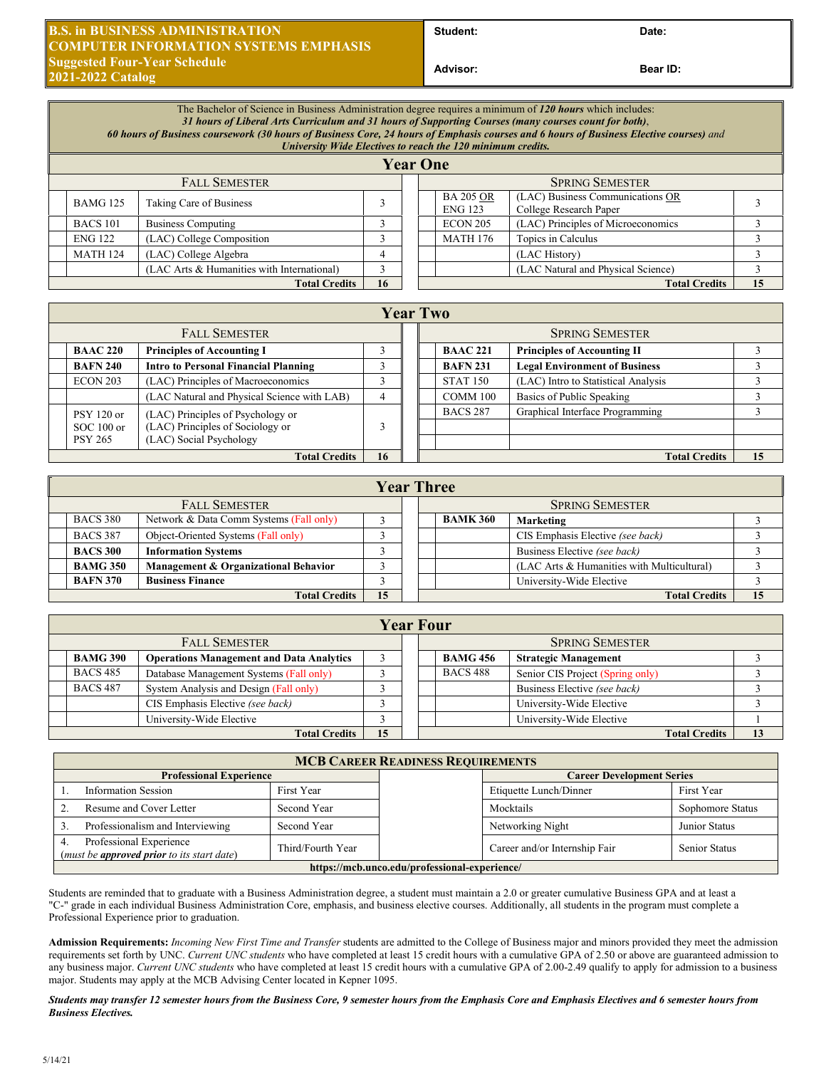# B.S. in BUSINESS ADMINISTRATION
## COMPUTER INFORMATION SYSTEMS EMPHASIS
### Suggested Four-Year Schedule
### 2021-2022 Catalog

**Student:** | **Date:**

**Advisor:** | **Bear ID:**

The Bachelor of Science in Business Administration degree requires a minimum of ***120 hours*** which includes:
***31 hours of Liberal Arts Curriculum and 31 hours of Supporting Courses (many courses count for both)***,
***60 hours of Business coursework (30 hours of Business Core, 24 hours of Emphasis courses and 6 hours of Business Elective courses)*** *and*
***University Wide Electives to reach the 120 minimum credits.***

## Year One

| | Fall Semester | | | | Spring Semester | |
|---|---|---|---|---|---|---|
| BAMG 125 | Taking Care of Business | 3 | | BA 205 OR ENG 123 | (LAC) Business Communications OR College Research Paper | 3 |
| BACS 101 | Business Computing | 3 | | ECON 205 | (LAC) Principles of Microeconomics | 3 |
| ENG 122 | (LAC) College Composition | 3 | | MATH 176 | Topics in Calculus | 3 |
| MATH 124 | (LAC) College Algebra | 4 | | | (LAC History) | 3 |
| | (LAC Arts & Humanities with International) | 3 | | | (LAC Natural and Physical Science) | 3 |
| | **Total Credits** | **16** | | | **Total Credits** | **15** |

## Year Two

| | Fall Semester | | | | Spring Semester | |
|---|---|---|---|---|---|---|
| **BAAC 220** | **Principles of Accounting I** | 3 | | **BAAC 221** | **Principles of Accounting II** | 3 |
| **BAFN 240** | **Intro to Personal Financial Planning** | 3 | | **BAFN 231** | **Legal Environment of Business** | 3 |
| ECON 203 | (LAC) Principles of Macroeconomics | 3 | | STAT 150 | (LAC) Intro to Statistical Analysis | 3 |
| | (LAC Natural and Physical Science with LAB) | 4 | | COMM 100 | Basics of Public Speaking | 3 |
| PSY 120 or SOC 100 or PSY 265 | (LAC) Principles of Psychology or (LAC) Principles of Sociology or (LAC) Social Psychology | 3 | | BACS 287 | Graphical Interface Programming | 3 |
| | **Total Credits** | **16** | | | **Total Credits** | **15** |

## Year Three

| | Fall Semester | | | | Spring Semester | |
|---|---|---|---|---|---|---|
| BACS 380 | Network & Data Comm Systems (Fall only) | 3 | | **BAMK 360** | **Marketing** | 3 |
| BACS 387 | Object-Oriented Systems (Fall only) | 3 | | | CIS Emphasis Elective *(see back)* | 3 |
| **BACS 300** | **Information Systems** | 3 | | | Business Elective *(see back)* | 3 |
| **BAMG 350** | **Management & Organizational Behavior** | 3 | | | (LAC Arts & Humanities with Multicultural) | 3 |
| **BAFN 370** | **Business Finance** | 3 | | | University-Wide Elective | 3 |
| | **Total Credits** | **15** | | | **Total Credits** | **15** |

## Year Four

| | Fall Semester | | | | Spring Semester | |
|---|---|---|---|---|---|---|
| **BAMG 390** | **Operations Management and Data Analytics** | 3 | | **BAMG 456** | **Strategic Management** | 3 |
| BACS 485 | Database Management Systems (Fall only) | 3 | | BACS 488 | Senior CIS Project (Spring only) | 3 |
| BACS 487 | System Analysis and Design (Fall only) | 3 | | | Business Elective *(see back)* | 3 |
| | CIS Emphasis Elective *(see back)* | 3 | | | University-Wide Elective | 3 |
| | University-Wide Elective | 3 | | | University-Wide Elective | 1 |
| | **Total Credits** | **15** | | | **Total Credits** | **13** |

## MCB Career Readiness Requirements

| Professional Experience | | | Career Development Series | |
|---|---|---|---|---|
| 1. Information Session | First Year | | Etiquette Lunch/Dinner | First Year |
| 2. Resume and Cover Letter | Second Year | | Mocktails | Sophomore Status |
| 3. Professionalism and Interviewing | Second Year | | Networking Night | Junior Status |
| 4. Professional Experience (*must be **approved prior** to its start date*) | Third/Fourth Year | | Career and/or Internship Fair | Senior Status |

**https://mcb.unco.edu/professional-experience/**

Students are reminded that to graduate with a Business Administration degree, a student must maintain a 2.0 or greater cumulative Business GPA and at least a "C-" grade in each individual Business Administration Core, emphasis, and business elective courses. Additionally, all students in the program must complete a Professional Experience prior to graduation.

**Admission Requirements:** *Incoming New First Time and Transfer* students are admitted to the College of Business major and minors provided they meet the admission requirements set forth by UNC. *Current UNC students* who have completed at least 15 credit hours with a cumulative GPA of 2.50 or above are guaranteed admission to any business major. *Current UNC students* who have completed at least 15 credit hours with a cumulative GPA of 2.00-2.49 qualify to apply for admission to a business major. Students may apply at the MCB Advising Center located in Kepner 1095.

***Students may transfer 12 semester hours from the Business Core, 9 semester hours from the Emphasis Core and Emphasis Electives and 6 semester hours from Business Electives.***

5/14/21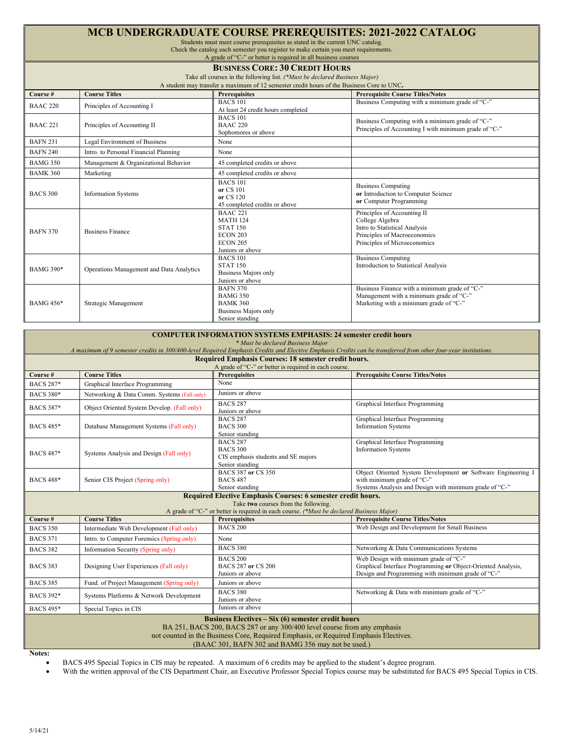# MCB UNDERGRADUATE COURSE PREREQUISITES: 2021-2022 CATALOG

Students must meet course prerequisites as stated in the current UNC catalog.
Check the catalog each semester you register to make certain you meet requirements.
A grade of "C-" or better is required in all business courses

## BUSINESS CORE: 30 CREDIT HOURS

Take all courses in the following list. *(\*Must be declared Business Major)*
A student may transfer a maximum of 12 semester credit hours of the Business Core to UNC.

| Course # | Course Titles | Prerequisites | Prerequisite Course Titles/Notes |
|---|---|---|---|
| BAAC 220 | Principles of Accounting I | BACS 101<br>At least 24 credit hours completed | Business Computing with a minimum grade of "C-" |
| BAAC 221 | Principles of Accounting II | BACS 101<br>BAAC 220<br>Sophomores or above | Business Computing with a minimum grade of "C-"<br>Principles of Accounting I with minimum grade of "C-" |
| BAFN 231 | Legal Environment of Business | None | |
| BAFN 240 | Intro. to Personal Financial Planning | None | |
| BAMG 350 | Management & Organizational Behavior | 45 completed credits or above | |
| BAMK 360 | Marketing | 45 completed credits or above | |
| BACS 300 | Information Systems | BACS 101<br>**or** CS 101<br>**or** CS 120<br>45 completed credits or above | Business Computing<br>**or** Introduction to Computer Science<br>**or** Computer Programming |
| BAFN 370 | Business Finance | BAAC 221<br>MATH 124<br>STAT 150<br>ECON 203<br>ECON 205<br>Juniors or above | Principles of Accounting II<br>College Algebra<br>Intro to Statistical Analysis<br>Principles of Macroeconomics<br>Principles of Microeconomics |
| BAMG 390* | Operations Management and Data Analytics | BACS 101<br>STAT 150<br>Business Majors only<br>Juniors or above | Business Computing<br>Introduction to Statistical Analysis |
| BAMG 456* | Strategic Management | BAFN 370<br>BAMG 350<br>BAMK 360<br>Business Majors only<br>Senior standing | Business Finance with a minimum grade of "C-"<br>Management with a minimum grade of "C-"<br>Marketing with a minimum grade of "C-" |

## COMPUTER INFORMATION SYSTEMS EMPHASIS: 24 semester credit hours

*\* Must be declared Business Major*
*A maximum of 9 semester credits in 300/400-level Required Emphasis Credits and Elective Emphasis Credits can be transferred from other four-year institutions.*

### Required Emphasis Courses: 18 semester credit hours.

A grade of "C-" or better is required in each course.

| Course # | Course Titles | Prerequisites | Prerequisite Course Titles/Notes |
|---|---|---|---|
| BACS 287* | Graphical Interface Programming | None | |
| BACS 380* | Networking & Data Comm. Systems (Fall only) | Juniors or above | |
| BACS 387* | Object Oriented System Develop. (Fall only) | BACS 287<br>Juniors or above | Graphical Interface Programming |
| BACS 485* | Database Management Systems (Fall only) | BACS 287<br>BACS 300<br>Senior standing | Graphical Interface Programming<br>Information Systems |
| BACS 487* | Systems Analysis and Design (Fall only) | BACS 287<br>BACS 300<br>CIS emphasis students and SE majors<br>Senior standing | Graphical Interface Programming<br>Information Systems |
| BACS 488* | Senior CIS Project (Spring only) | BACS 387 **or** CS 350<br>BACS 487<br>Senior standing | Object Oriented System Development **or** Software Engineering I with minimum grade of "C-"<br>Systems Analysis and Design with minimum grade of "C-" |

### Required Elective Emphasis Courses: 6 semester credit hours.

Take **two** courses from the following.
A grade of "C-" or better is required in each course. *(\*Must be declared Business Major)*

| Course # | Course Titles | Prerequisites | Prerequisite Course Titles/Notes |
|---|---|---|---|
| BACS 350 | Intermediate Web Development (Fall only) | BACS 200 | Web Design and Development for Small Business |
| BACS 371 | Intro. to Computer Forensics (Spring only) | None | |
| BACS 382 | Information Security (Spring only) | BACS 380 | Networking & Data Communications Systems |
| BACS 383 | Designing User Experiences (Fall only) | BACS 200<br>BACS 287 **or** CS 200<br>Juniors or above | Web Design with minimum grade of "C-"<br>Graphical Interface Programming **or** Object-Oriented Analysis, Design and Programming with minimum grade of "C-" |
| BACS 385 | Fund. of Project Management (Spring only) | Juniors or above | |
| BACS 392* | Systems Platforms & Network Development | BACS 380<br>Juniors or above | Networking & Data with minimum grade of "C-" |
| BACS 495* | Special Topics in CIS | Juniors or above | |

### Business Electives – Six (6) semester credit hours

BA 251, BACS 200, BACS 287 or any 300/400 level course from any emphasis
not counted in the Business Core, Required Emphasis, or Required Emphasis Electives.
(BAAC 301, BAFN 302 and BAMG 356 may not be used.)

**Notes:**

- BACS 495 Special Topics in CIS may be repeated. A maximum of 6 credits may be applied to the student's degree program.
- With the written approval of the CIS Department Chair, an Executive Professor Special Topics course may be substituted for BACS 495 Special Topics in CIS.

5/14/21